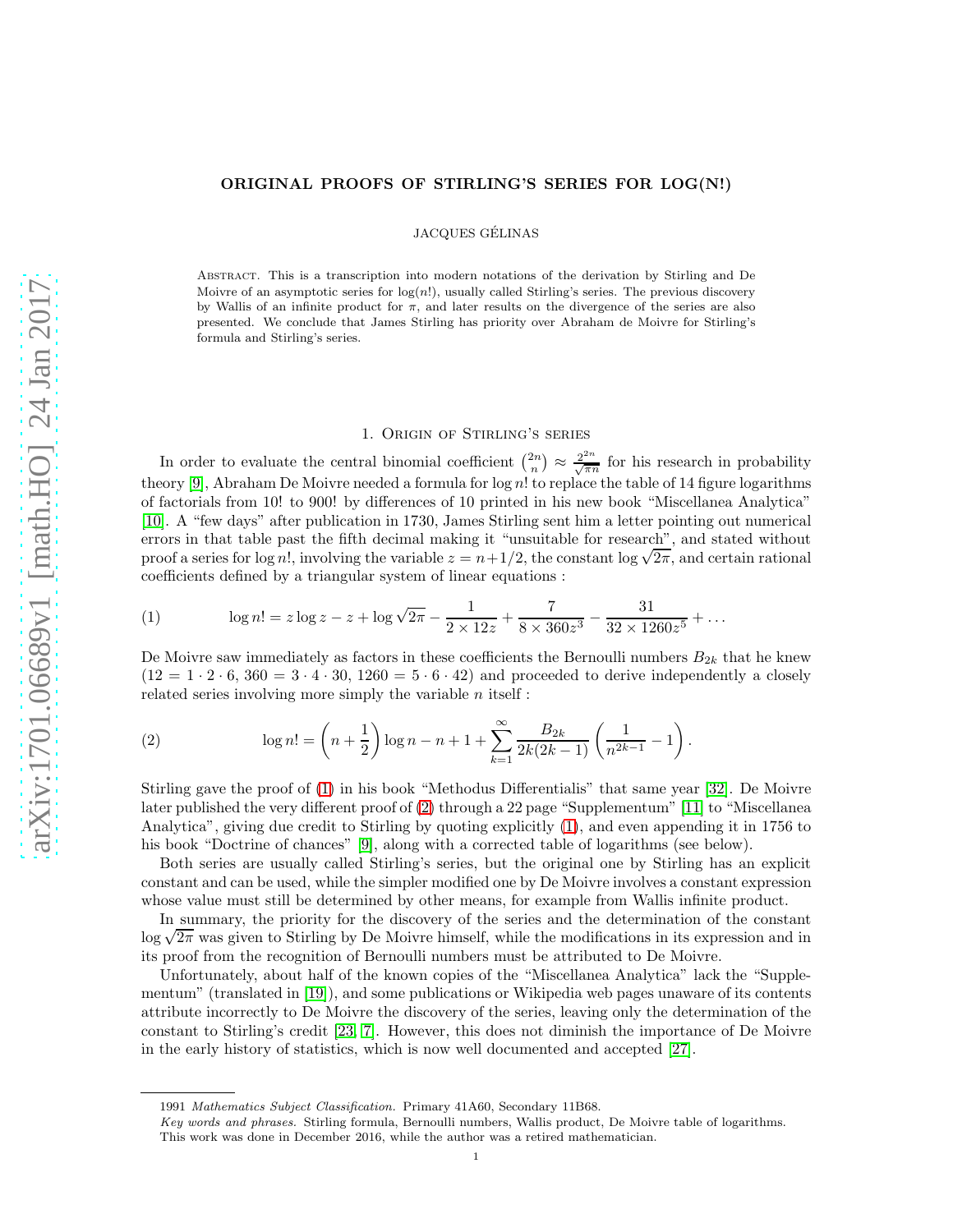# ORIGINAL PROOFS OF STIRLING'S SERIES FOR LOG(N!)

JACQUES GÉLINAS

Abstract. This is a transcription into modern notations of the derivation by Stirling and De Moivre of an asymptotic series for $\log(n!)$, usually called Stirling's series. The previous discovery by Wallis of an infinite product for $\pi$, and later results on the divergence of the series are also presented. We conclude that James Stirling has priority over Abraham de Moivre for Stirling's formula and Stirling's series.

## 1. Origin of Stirling's series

In order to evaluate the central binomial coefficient $\binom{2n}{n} \approx \frac{2^{2n}}{\sqrt{\pi n}}$ for his research in probability theory [9], Abraham De Moivre needed a formula for $\log n!$ to replace the table of 14 figure logarithms of factorials from 10! to 900! by differences of 10 printed in his new book "Miscellanea Analytica" [10]. A "few days" after publication in 1730, James Stirling sent him a letter pointing out numerical errors in that table past the fifth decimal making it "unsuitable for research", and stated without proof a series for $\log n!$, involving the variable $z = n+1/2$, the constant $\log\sqrt{2\pi}$, and certain rational coefficients defined by a triangular system of linear equations :

$$\log n! = z\log z - z + \log\sqrt{2\pi} - \frac{1}{2\times 12z} + \frac{7}{8\times 360z^3} - \frac{31}{32\times 1260z^5} + \ldots \tag{1}$$

De Moivre saw immediately as factors in these coefficients the Bernoulli numbers $B_{2k}$ that he knew ($12 = 1\cdot 2\cdot 6$, $360 = 3\cdot 4\cdot 30$, $1260 = 5\cdot 6\cdot 42$) and proceeded to derive independently a closely related series involving more simply the variable $n$ itself :

$$\log n! = \left(n+\frac{1}{2}\right)\log n - n + 1 + \sum_{k=1}^{\infty}\frac{B_{2k}}{2k(2k-1)}\left(\frac{1}{n^{2k-1}} - 1\right). \tag{2}$$

Stirling gave the proof of (1) in his book "Methodus Differentialis" that same year [32]. De Moivre later published the very different proof of (2) through a 22 page "Supplementum" [11] to "Miscellanea Analytica", giving due credit to Stirling by quoting explicitly (1), and even appending it in 1756 to his book "Doctrine of chances" [9], along with a corrected table of logarithms (see below).

Both series are usually called Stirling's series, but the original one by Stirling has an explicit constant and can be used, while the simpler modified one by De Moivre involves a constant expression whose value must still be determined by other means, for example from Wallis infinite product.

In summary, the priority for the discovery of the series and the determination of the constant $\log\sqrt{2\pi}$ was given to Stirling by De Moivre himself, while the modifications in its expression and in its proof from the recognition of Bernoulli numbers must be attributed to De Moivre.

Unfortunately, about half of the known copies of the "Miscellanea Analytica" lack the "Supplementum" (translated in [19]), and some publications or Wikipedia web pages unaware of its contents attribute incorrectly to De Moivre the discovery of the series, leaving only the determination of the constant to Stirling's credit [23, 7]. However, this does not diminish the importance of De Moivre in the early history of statistics, which is now well documented and accepted [27].

1991 *Mathematics Subject Classification.* Primary 41A60, Secondary 11B68.

*Key words and phrases.* Stirling formula, Bernoulli numbers, Wallis product, De Moivre table of logarithms.

This work was done in December 2016, while the author was a retired mathematician.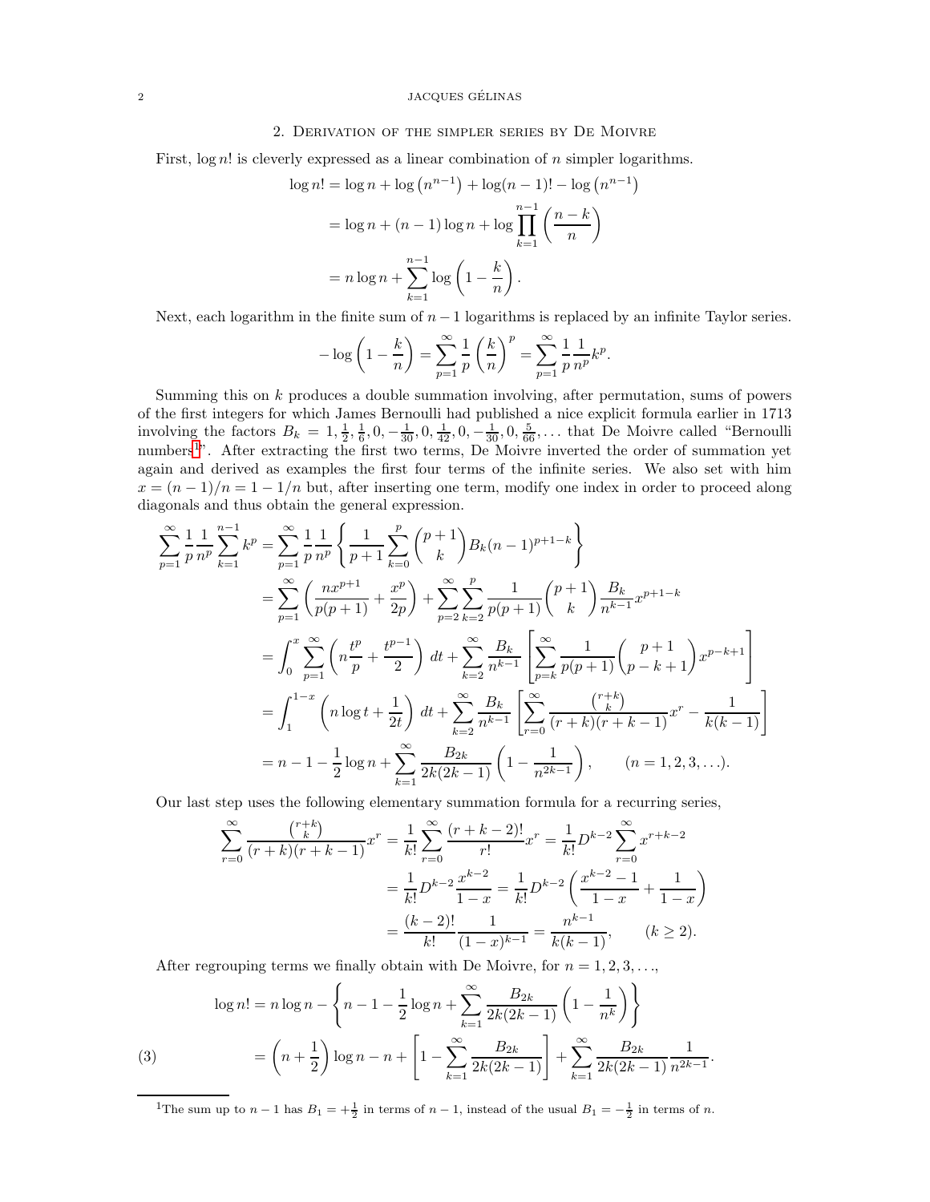## 2. Derivation of the simpler series by De Moivre

First, $\log n!$ is cleverly expressed as a linear combination of $n$ simpler logarithms.

$$
\begin{aligned}
\log n! &= \log n + \log\left(n^{n-1}\right) + \log(n-1)! - \log\left(n^{n-1}\right) \\
&= \log n + (n-1)\log n + \log \prod_{k=1}^{n-1}\left(\frac{n-k}{n}\right) \\
&= n\log n + \sum_{k=1}^{n-1}\log\left(1-\frac{k}{n}\right).
\end{aligned}
$$

Next, each logarithm in the finite sum of $n-1$ logarithms is replaced by an infinite Taylor series.

$$
-\log\left(1-\frac{k}{n}\right) = \sum_{p=1}^{\infty}\frac{1}{p}\left(\frac{k}{n}\right)^p = \sum_{p=1}^{\infty}\frac{1}{p}\frac{1}{n^p}k^p.
$$

Summing this on $k$ produces a double summation involving, after permutation, sums of powers of the first integers for which James Bernoulli had published a nice explicit formula earlier in 1713 involving the factors $B_k = 1, \frac{1}{2}, \frac{1}{6}, 0, -\frac{1}{30}, 0, \frac{1}{42}, 0, -\frac{1}{30}, 0, \frac{5}{66}, \ldots$ that De Moivre called "Bernoulli numbers[1]". After extracting the first two terms, De Moivre inverted the order of summation yet again and derived as examples the first four terms of the infinite series. We also set with him $x = (n-1)/n = 1 - 1/n$ but, after inserting one term, modify one index in order to proceed along diagonals and thus obtain the general expression.

$$
\begin{aligned}
\sum_{p=1}^{\infty}\frac{1}{p}\frac{1}{n^p}\sum_{k=1}^{n-1}k^p &= \sum_{p=1}^{\infty}\frac{1}{p}\frac{1}{n^p}\left\{\frac{1}{p+1}\sum_{k=0}^{p}\binom{p+1}{k}B_k(n-1)^{p+1-k}\right\} \\
&= \sum_{p=1}^{\infty}\left(\frac{nx^{p+1}}{p(p+1)} + \frac{x^p}{2p}\right) + \sum_{p=2}^{\infty}\sum_{k=2}^{p}\frac{1}{p(p+1)}\binom{p+1}{k}\frac{B_k}{n^{k-1}}x^{p+1-k} \\
&= \int_0^x \sum_{p=1}^{\infty}\left(n\frac{t^p}{p} + \frac{t^{p-1}}{2}\right)\,dt + \sum_{k=2}^{\infty}\frac{B_k}{n^{k-1}}\left[\sum_{p=k}^{\infty}\frac{1}{p(p+1)}\binom{p+1}{p-k+1}x^{p-k+1}\right] \\
&= \int_1^{1-x}\left(n\log t + \frac{1}{2t}\right)\,dt + \sum_{k=2}^{\infty}\frac{B_k}{n^{k-1}}\left[\sum_{r=0}^{\infty}\frac{\binom{r+k}{k}}{(r+k)(r+k-1)}x^r - \frac{1}{k(k-1)}\right] \\
&= n - 1 - \frac{1}{2}\log n + \sum_{k=1}^{\infty}\frac{B_{2k}}{2k(2k-1)}\left(1 - \frac{1}{n^{2k-1}}\right), \qquad (n = 1, 2, 3, \ldots).
\end{aligned}
$$

Our last step uses the following elementary summation formula for a recurring series,

$$
\begin{aligned}
\sum_{r=0}^{\infty}\frac{\binom{r+k}{k}}{(r+k)(r+k-1)}x^r &= \frac{1}{k!}\sum_{r=0}^{\infty}\frac{(r+k-2)!}{r!}x^r = \frac{1}{k!}D^{k-2}\sum_{r=0}^{\infty}x^{r+k-2} \\
&= \frac{1}{k!}D^{k-2}\frac{x^{k-2}}{1-x} = \frac{1}{k!}D^{k-2}\left(\frac{x^{k-2}-1}{1-x} + \frac{1}{1-x}\right) \\
&= \frac{(k-2)!}{k!}\frac{1}{(1-x)^{k-1}} = \frac{n^{k-1}}{k(k-1)}, \qquad (k \geq 2).
\end{aligned}
$$

After regrouping terms we finally obtain with De Moivre, for $n = 1, 2, 3, \ldots$,

$$
\begin{aligned}
\log n! &= n\log n - \left\{n - 1 - \frac{1}{2}\log n + \sum_{k=1}^{\infty}\frac{B_{2k}}{2k(2k-1)}\left(1 - \frac{1}{n^k}\right)\right\} \\
&= \left(n + \frac{1}{2}\right)\log n - n + \left[1 - \sum_{k=1}^{\infty}\frac{B_{2k}}{2k(2k-1)}\right] + \sum_{k=1}^{\infty}\frac{B_{2k}}{2k(2k-1)}\frac{1}{n^{2k-1}}.
\end{aligned}
\tag{3}
$$

[1] The sum up to $n-1$ has $B_1 = +\frac{1}{2}$ in terms of $n-1$, instead of the usual $B_1 = -\frac{1}{2}$ in terms of $n$.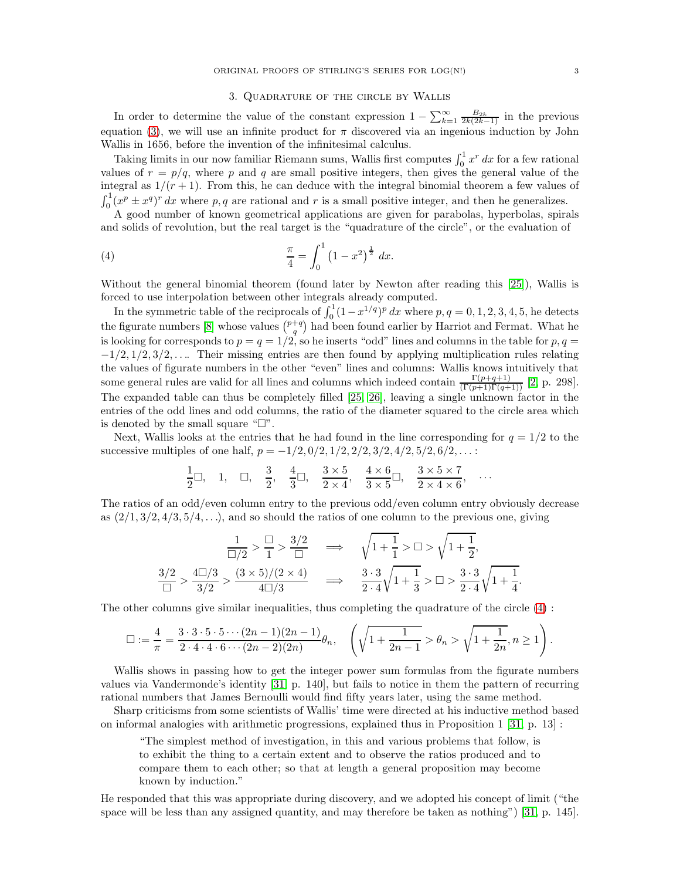## 3. Quadrature of the circle by Wallis

In order to determine the value of the constant expression $1 - \sum_{k=1}^{\infty} \frac{B_{2k}}{2k(2k-1)}$ in the previous equation (3), we will use an infinite product for $\pi$ discovered via an ingenious induction by John Wallis in 1656, before the invention of the infinitesimal calculus.

Taking limits in our now familiar Riemann sums, Wallis first computes $\int_0^1 x^r\,dx$ for a few rational values of $r = p/q$, where $p$ and $q$ are small positive integers, then gives the general value of the integral as $1/(r+1)$. From this, he can deduce with the integral binomial theorem a few values of $\int_0^1 (x^p \pm x^q)^r\,dx$ where $p, q$ are rational and $r$ is a small positive integer, and then he generalizes.

A good number of known geometrical applications are given for parabolas, hyperbolas, spirals and solids of revolution, but the real target is the "quadrature of the circle", or the evaluation of

$$\frac{\pi}{4} = \int_0^1 \left(1 - x^2\right)^{\frac{1}{2}}\,dx. \tag{4}$$

Without the general binomial theorem (found later by Newton after reading this [25]), Wallis is forced to use interpolation between other integrals already computed.

In the symmetric table of the reciprocals of $\int_0^1 (1 - x^{1/q})^p\,dx$ where $p, q = 0, 1, 2, 3, 4, 5$, he detects the figurate numbers [8] whose values $\binom{p+q}{q}$ had been found earlier by Harriot and Fermat. What he is looking for corresponds to $p = q = 1/2$, so he inserts "odd" lines and columns in the table for $p, q = -1/2, 1/2, 3/2, \ldots$. Their missing entries are then found by applying multiplication rules relating the values of figurate numbers in the other "even" lines and columns: Wallis knows intuitively that some general rules are valid for all lines and columns which indeed contain $\frac{\Gamma(p+q+1)}{(\Gamma(p+1)\Gamma(q+1))}$ [2, p. 298]. The expanded table can thus be completely filled [25, 26], leaving a single unknown factor in the entries of the odd lines and odd columns, the ratio of the diameter squared to the circle area which is denoted by the small square "$\Box$".

Next, Wallis looks at the entries that he had found in the line corresponding for $q = 1/2$ to the successive multiples of one half, $p = -1/2, 0/2, 1/2, 2/2, 3/2, 4/2, 5/2, 6/2, \ldots$ :

$$\frac{1}{2}\Box, \quad 1, \quad \Box, \quad \frac{3}{2}, \quad \frac{4}{3}\Box, \quad \frac{3\times 5}{2\times 4}, \quad \frac{4\times 6}{3\times 5}\Box, \quad \frac{3\times 5\times 7}{2\times 4\times 6}, \quad \ldots$$

The ratios of an odd/even column entry to the previous odd/even column entry obviously decrease as $(2/1, 3/2, 4/3, 5/4, \ldots)$, and so should the ratios of one column to the previous one, giving

$$\frac{1}{\Box/2} > \frac{\Box}{1} > \frac{3/2}{\Box} \quad \Longrightarrow \quad \sqrt{1 + \frac{1}{1}} > \Box > \sqrt{1 + \frac{1}{2}},$$

$$\frac{3/2}{\Box} > \frac{4\Box/3}{3/2} > \frac{(3\times 5)/(2\times 4)}{4\Box/3} \quad \Longrightarrow \quad \frac{3\cdot 3}{2\cdot 4}\sqrt{1 + \frac{1}{3}} > \Box > \frac{3\cdot 3}{2\cdot 4}\sqrt{1 + \frac{1}{4}}.$$

The other columns give similar inequalities, thus completing the quadrature of the circle (4) :

$$\Box := \frac{4}{\pi} = \frac{3\cdot 3\cdot 5\cdot 5\cdots(2n-1)(2n-1)}{2\cdot 4\cdot 4\cdot 6\cdots(2n-2)(2n)}\theta_n, \quad \left(\sqrt{1 + \frac{1}{2n-1}} > \theta_n > \sqrt{1 + \frac{1}{2n}}, n \geq 1\right).$$

Wallis shows in passing how to get the integer power sum formulas from the figurate numbers values via Vandermonde's identity [31, p. 140], but fails to notice in them the pattern of recurring rational numbers that James Bernoulli would find fifty years later, using the same method.

Sharp criticisms from some scientists of Wallis' time were directed at his inductive method based on informal analogies with arithmetic progressions, explained thus in Proposition 1 [31, p. 13] :

> "The simplest method of investigation, in this and various problems that follow, is to exhibit the thing to a certain extent and to observe the ratios produced and to compare them to each other; so that at length a general proposition may become known by induction."

He responded that this was appropriate during discovery, and we adopted his concept of limit ("the space will be less than any assigned quantity, and may therefore be taken as nothing") [31, p. 145].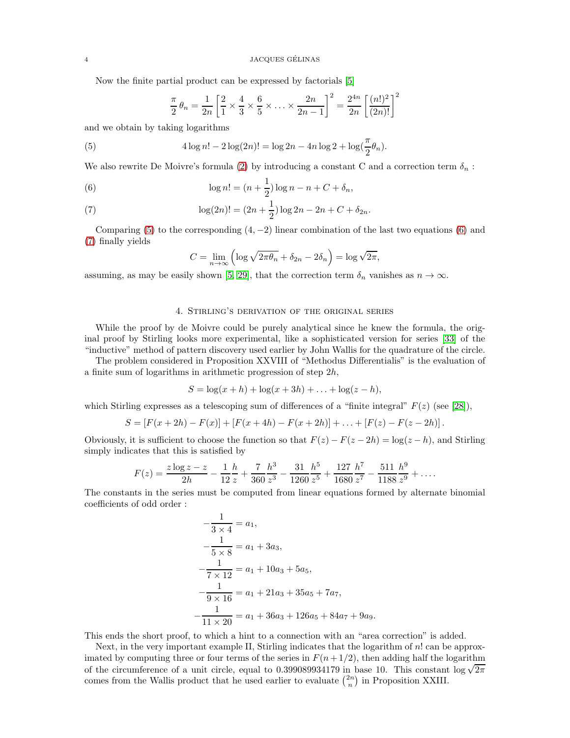Now the finite partial product can be expressed by factorials [5]

$$\frac{\pi}{2}\,\theta_n = \frac{1}{2n}\left[\frac{2}{1}\times\frac{4}{3}\times\frac{6}{5}\times\ldots\times\frac{2n}{2n-1}\right]^2 = \frac{2^{4n}}{2n}\left[\frac{(n!)^2}{(2n)!}\right]^2$$

and we obtain by taking logarithms

$$4\log n! - 2\log(2n)! = \log 2n - 4n\log 2 + \log(\frac{\pi}{2}\theta_n). \tag{5}$$

We also rewrite De Moivre's formula (2) by introducing a constant C and a correction term $\delta_n$ :

$$\log n! = (n+\frac{1}{2})\log n - n + C + \delta_n, \tag{6}$$

$$\log(2n)! = (2n+\frac{1}{2})\log 2n - 2n + C + \delta_{2n}. \tag{7}$$

Comparing (5) to the corresponding $(4,-2)$ linear combination of the last two equations (6) and (7) finally yields

$$C = \lim_{n\to\infty}\left(\log\sqrt{2\pi\theta_n} + \delta_{2n} - 2\delta_n\right) = \log\sqrt{2\pi},$$

assuming, as may be easily shown [5, 29], that the correction term $\delta_n$ vanishes as $n\to\infty$.

## 4. Stirling's derivation of the original series

While the proof by de Moivre could be purely analytical since he knew the formula, the original proof by Stirling looks more experimental, like a sophisticated version for series [33] of the "inductive" method of pattern discovery used earlier by John Wallis for the quadrature of the circle.

The problem considered in Proposition XXVIII of "Methodus Differentialis" is the evaluation of a finite sum of logarithms in arithmetic progression of step $2h$,

$$S = \log(x+h) + \log(x+3h) + \ldots + \log(z-h),$$

which Stirling expresses as a telescoping sum of differences of a "finite integral" $F(z)$ (see [28]),

$$S = [F(x+2h) - F(x)] + [F(x+4h) - F(x+2h)] + \ldots + [F(z) - F(z-2h)]\,.$$

Obviously, it is sufficient to choose the function so that $F(z) - F(z-2h) = \log(z-h)$, and Stirling simply indicates that this is satisfied by

$$F(z) = \frac{z\log z - z}{2h} - \frac{1}{12}\frac{h}{z} + \frac{7}{360}\frac{h^3}{z^3} - \frac{31}{1260}\frac{h^5}{z^5} + \frac{127}{1680}\frac{h^7}{z^7} - \frac{511}{1188}\frac{h^9}{z^9} + \ldots.$$

The constants in the series must be computed from linear equations formed by alternate binomial coefficients of odd order :

$$\begin{aligned}
-\frac{1}{3\times 4} &= a_1,\\
-\frac{1}{5\times 8} &= a_1 + 3a_3,\\
-\frac{1}{7\times 12} &= a_1 + 10a_3 + 5a_5,\\
-\frac{1}{9\times 16} &= a_1 + 21a_3 + 35a_5 + 7a_7,\\
-\frac{1}{11\times 20} &= a_1 + 36a_3 + 126a_5 + 84a_7 + 9a_9.
\end{aligned}$$

This ends the short proof, to which a hint to a connection with an "area correction" is added.

Next, in the very important example II, Stirling indicates that the logarithm of $n!$ can be approximated by computing three or four terms of the series in $F(n+1/2)$, then adding half the logarithm of the circumference of a unit circle, equal to 0.399089934179 in base 10. This constant $\log\sqrt{2\pi}$ comes from the Wallis product that he used earlier to evaluate $\binom{2n}{n}$ in Proposition XXIII.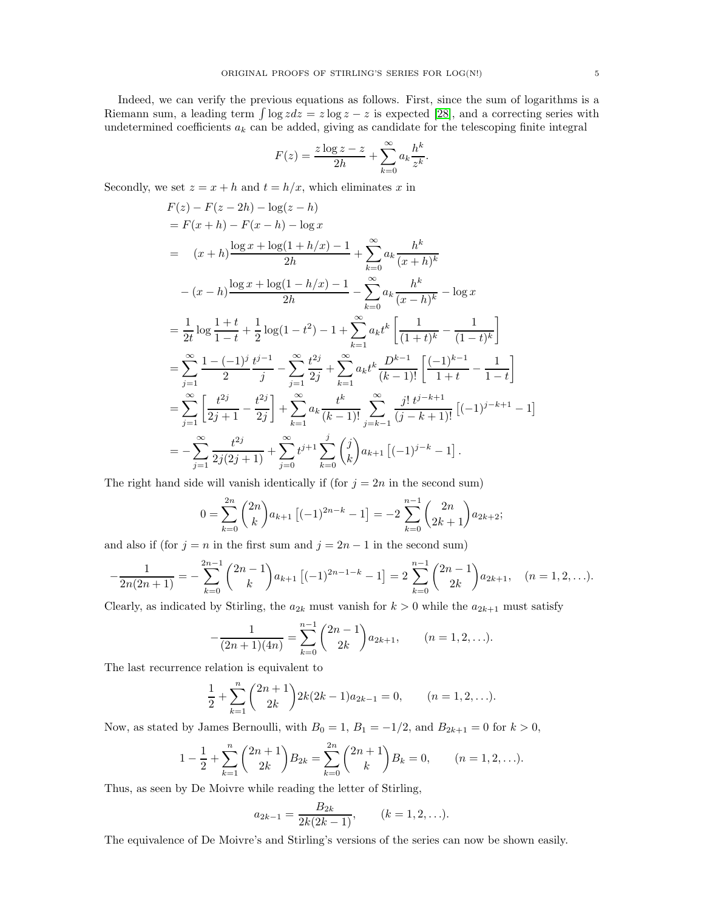Indeed, we can verify the previous equations as follows. First, since the sum of logarithms is a Riemann sum, a leading term $\int \log z dz = z \log z - z$ is expected [28], and a correcting series with undetermined coefficients $a_k$ can be added, giving as candidate for the telescoping finite integral

$$F(z) = \frac{z \log z - z}{2h} + \sum_{k=0}^{\infty} a_k \frac{h^k}{z^k}.$$

Secondly, we set $z = x + h$ and $t = h/x$, which eliminates $x$ in

$$\begin{aligned}
&F(z) - F(z-2h) - \log(z-h) \\
&= F(x+h) - F(x-h) - \log x \\
&= \quad (x+h)\frac{\log x + \log(1+h/x) - 1}{2h} + \sum_{k=0}^{\infty} a_k \frac{h^k}{(x+h)^k} \\
&\quad - (x-h)\frac{\log x + \log(1-h/x) - 1}{2h} - \sum_{k=0}^{\infty} a_k \frac{h^k}{(x-h)^k} - \log x \\
&= \frac{1}{2t}\log\frac{1+t}{1-t} + \frac{1}{2}\log(1-t^2) - 1 + \sum_{k=1}^{\infty} a_k t^k \left[\frac{1}{(1+t)^k} - \frac{1}{(1-t)^k}\right] \\
&= \sum_{j=1}^{\infty} \frac{1-(-1)^j}{2}\frac{t^{j-1}}{j} - \sum_{j=1}^{\infty} \frac{t^{2j}}{2j} + \sum_{k=1}^{\infty} a_k t^k \frac{D^{k-1}}{(k-1)!}\left[\frac{(-1)^{k-1}}{1+t} - \frac{1}{1-t}\right] \\
&= \sum_{j=1}^{\infty}\left[\frac{t^{2j}}{2j+1} - \frac{t^{2j}}{2j}\right] + \sum_{k=1}^{\infty} a_k \frac{t^k}{(k-1)!}\sum_{j=k-1}^{\infty} \frac{j!\, t^{j-k+1}}{(j-k+1)!}\left[(-1)^{j-k+1} - 1\right] \\
&= -\sum_{j=1}^{\infty} \frac{t^{2j}}{2j(2j+1)} + \sum_{j=0}^{\infty} t^{j+1} \sum_{k=0}^{j} \binom{j}{k} a_{k+1}\left[(-1)^{j-k} - 1\right].
\end{aligned}$$

The right hand side will vanish identically if (for $j = 2n$ in the second sum)

$$0 = \sum_{k=0}^{2n} \binom{2n}{k} a_{k+1}\left[(-1)^{2n-k} - 1\right] = -2\sum_{k=0}^{n-1}\binom{2n}{2k+1} a_{2k+2};$$

and also if (for $j = n$ in the first sum and $j = 2n-1$ in the second sum)

$$-\frac{1}{2n(2n+1)} = -\sum_{k=0}^{2n-1}\binom{2n-1}{k} a_{k+1}\left[(-1)^{2n-1-k} - 1\right] = 2\sum_{k=0}^{n-1}\binom{2n-1}{2k} a_{2k+1}, \quad (n = 1, 2, \ldots).$$

Clearly, as indicated by Stirling, the $a_{2k}$ must vanish for $k > 0$ while the $a_{2k+1}$ must satisfy

$$-\frac{1}{(2n+1)(4n)} = \sum_{k=0}^{n-1}\binom{2n-1}{2k} a_{2k+1}, \qquad (n = 1, 2, \ldots).$$

The last recurrence relation is equivalent to

$$\frac{1}{2} + \sum_{k=1}^{n}\binom{2n+1}{2k} 2k(2k-1)a_{2k-1} = 0, \qquad (n = 1, 2, \ldots).$$

Now, as stated by James Bernoulli, with $B_0 = 1$, $B_1 = -1/2$, and $B_{2k+1} = 0$ for $k > 0$,

$$1 - \frac{1}{2} + \sum_{k=1}^{n}\binom{2n+1}{2k} B_{2k} = \sum_{k=0}^{2n}\binom{2n+1}{k} B_k = 0, \qquad (n = 1, 2, \ldots).$$

Thus, as seen by De Moivre while reading the letter of Stirling,

$$a_{2k-1} = \frac{B_{2k}}{2k(2k-1)}, \qquad (k = 1, 2, \ldots).$$

The equivalence of De Moivre's and Stirling's versions of the series can now be shown easily.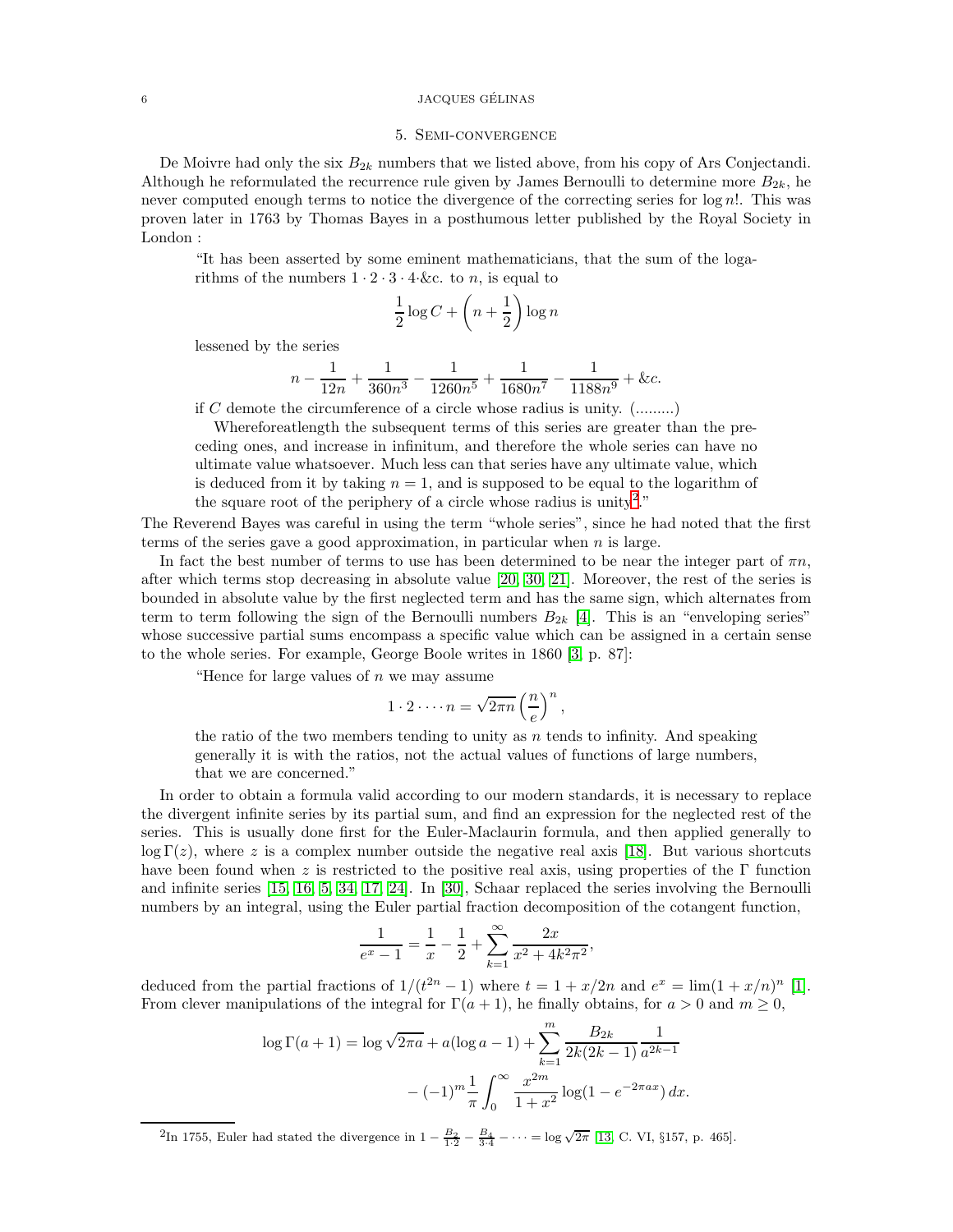## 5. Semi-convergence

De Moivre had only the six $B_{2k}$ numbers that we listed above, from his copy of Ars Conjectandi. Although he reformulated the recurrence rule given by James Bernoulli to determine more $B_{2k}$, he never computed enough terms to notice the divergence of the correcting series for $\log n!$. This was proven later in 1763 by Thomas Bayes in a posthumous letter published by the Royal Society in London :

> "It has been asserted by some eminent mathematicians, that the sum of the logarithms of the numbers $1 \cdot 2 \cdot 3 \cdot 4 \cdot$&c. to $n$, is equal to
>
> $$\frac{1}{2}\log C + \left(n + \frac{1}{2}\right)\log n$$
>
> lessened by the series
>
> $$n - \frac{1}{12n} + \frac{1}{360n^3} - \frac{1}{1260n^5} + \frac{1}{1680n^7} - \frac{1}{1188n^9} + \text{\&c.}$$
>
> if $C$ denote the circumference of a circle whose radius is unity. (.........)
>
> Whereforeatlength the subsequent terms of this series are greater than the preceding ones, and increase in infinitum, and therefore the whole series can have no ultimate value whatsoever. Much less can that series have any ultimate value, which is deduced from it by taking $n = 1$, and is supposed to be equal to the logarithm of the square root of the periphery of a circle whose radius is unity[2]."

The Reverend Bayes was careful in using the term "whole series", since he had noted that the first terms of the series gave a good approximation, in particular when $n$ is large.

In fact the best number of terms to use has been determined to be near the integer part of $\pi n$, after which terms stop decreasing in absolute value [20, 30, 21]. Moreover, the rest of the series is bounded in absolute value by the first neglected term and has the same sign, which alternates from term to term following the sign of the Bernoulli numbers $B_{2k}$ [4]. This is an "enveloping series" whose successive partial sums encompass a specific value which can be assigned in a certain sense to the whole series. For example, George Boole writes in 1860 [3, p. 87]:

> "Hence for large values of $n$ we may assume
>
> $$1 \cdot 2 \cdot \dots \cdot n = \sqrt{2\pi n}\left(\frac{n}{e}\right)^n,$$
>
> the ratio of the two members tending to unity as $n$ tends to infinity. And speaking generally it is with the ratios, not the actual values of functions of large numbers, that we are concerned."

In order to obtain a formula valid according to our modern standards, it is necessary to replace the divergent infinite series by its partial sum, and find an expression for the neglected rest of the series. This is usually done first for the Euler-Maclaurin formula, and then applied generally to $\log\Gamma(z)$, where $z$ is a complex number outside the negative real axis [18]. But various shortcuts have been found when $z$ is restricted to the positive real axis, using properties of the $\Gamma$ function and infinite series [15, 16, 5, 34, 17, 24]. In [30], Schaar replaced the series involving the Bernoulli numbers by an integral, using the Euler partial fraction decomposition of the cotangent function,

$$\frac{1}{e^x - 1} = \frac{1}{x} - \frac{1}{2} + \sum_{k=1}^{\infty} \frac{2x}{x^2 + 4k^2\pi^2},$$

deduced from the partial fractions of $1/(t^{2n} - 1)$ where $t = 1 + x/2n$ and $e^x = \lim(1 + x/n)^n$ [1]. From clever manipulations of the integral for $\Gamma(a+1)$, he finally obtains, for $a > 0$ and $m \geq 0$,

$$\log\Gamma(a+1) = \log\sqrt{2\pi a} + a(\log a - 1) + \sum_{k=1}^{m} \frac{B_{2k}}{2k(2k-1)}\frac{1}{a^{2k-1}}$$
$$- (-1)^m \frac{1}{\pi}\int_0^\infty \frac{x^{2m}}{1+x^2}\log(1 - e^{-2\pi a x})\,dx.$$

[2] In 1755, Euler had stated the divergence in $1 - \frac{B_2}{1\cdot 2} - \frac{B_4}{3\cdot 4} - \cdots = \log\sqrt{2\pi}$ [13, C. VI, §157, p. 465].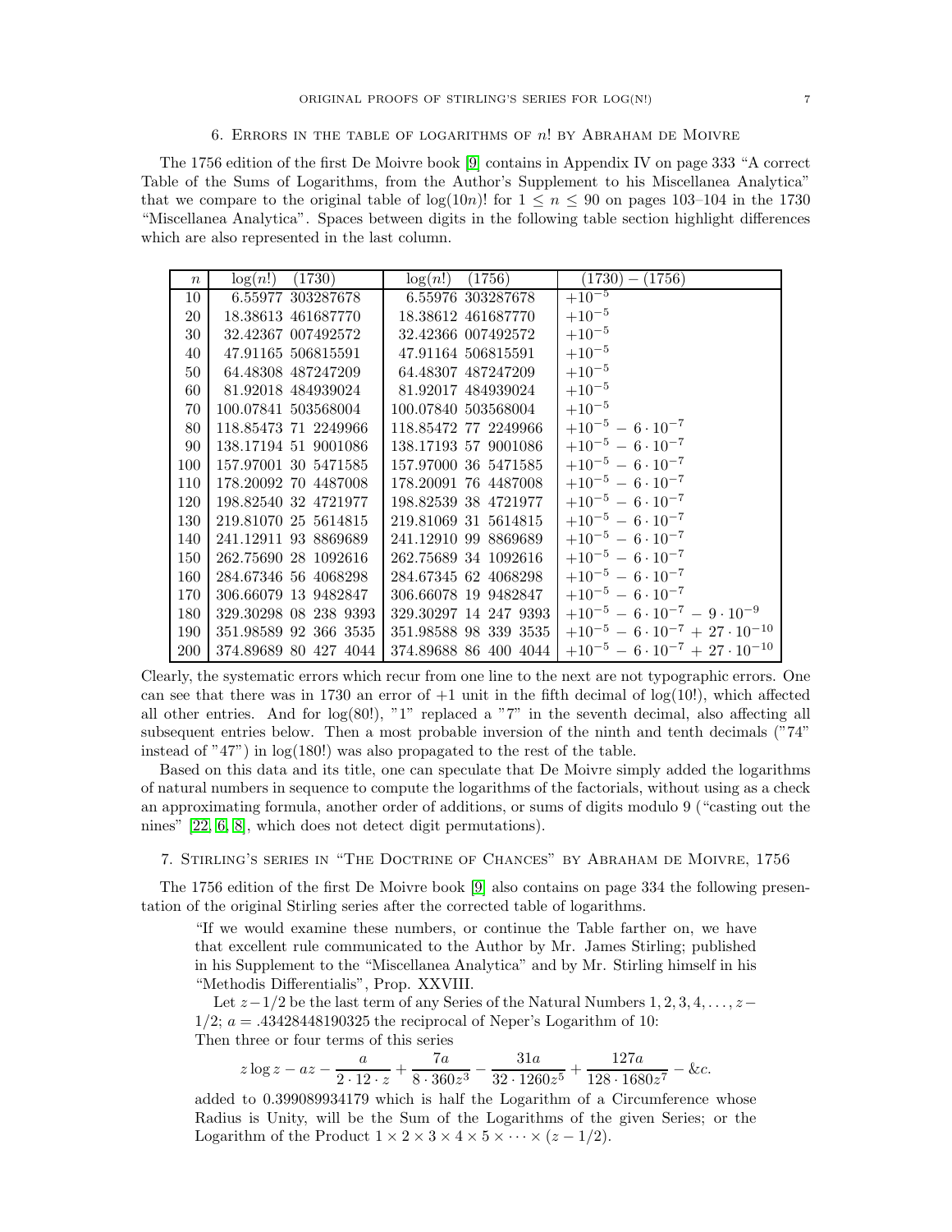## 6. Errors in the table of logarithms of $n!$ by Abraham de Moivre

The 1756 edition of the first De Moivre book [9] contains in Appendix IV on page 333 "A correct Table of the Sums of Logarithms, from the Author's Supplement to his Miscellanea Analytica" that we compare to the original table of $\log(10n)!$ for $1 \leq n \leq 90$ on pages 103–104 in the 1730 "Miscellanea Analytica". Spaces between digits in the following table section highlight differences which are also represented in the last column.

| $n$ | $\log(n!)$ (1730) | $\log(n!)$ (1756) | (1730) − (1756) |
|---|---|---|---|
| 10 | 6.55977 303287678 | 6.55976 303287678 | $+10^{-5}$ |
| 20 | 18.38613 461687770 | 18.38612 461687770 | $+10^{-5}$ |
| 30 | 32.42367 007492572 | 32.42366 007492572 | $+10^{-5}$ |
| 40 | 47.91165 506815591 | 47.91164 506815591 | $+10^{-5}$ |
| 50 | 64.48308 487247209 | 64.48307 487247209 | $+10^{-5}$ |
| 60 | 81.92018 484939024 | 81.92017 484939024 | $+10^{-5}$ |
| 70 | 100.07841 503568004 | 100.07840 503568004 | $+10^{-5}$ |
| 80 | 118.85473 71 2249966 | 118.85472 77 2249966 | $+10^{-5} - 6 \cdot 10^{-7}$ |
| 90 | 138.17194 51 9001086 | 138.17193 57 9001086 | $+10^{-5} - 6 \cdot 10^{-7}$ |
| 100 | 157.97001 30 5471585 | 157.97000 36 5471585 | $+10^{-5} - 6 \cdot 10^{-7}$ |
| 110 | 178.20092 70 4487008 | 178.20091 76 4487008 | $+10^{-5} - 6 \cdot 10^{-7}$ |
| 120 | 198.82540 32 4721977 | 198.82539 38 4721977 | $+10^{-5} - 6 \cdot 10^{-7}$ |
| 130 | 219.81070 25 5614815 | 219.81069 31 5614815 | $+10^{-5} - 6 \cdot 10^{-7}$ |
| 140 | 241.12911 93 8869689 | 241.12910 99 8869689 | $+10^{-5} - 6 \cdot 10^{-7}$ |
| 150 | 262.75690 28 1092616 | 262.75689 34 1092616 | $+10^{-5} - 6 \cdot 10^{-7}$ |
| 160 | 284.67346 56 4068298 | 284.67345 62 4068298 | $+10^{-5} - 6 \cdot 10^{-7}$ |
| 170 | 306.66079 13 9482847 | 306.66078 19 9482847 | $+10^{-5} - 6 \cdot 10^{-7}$ |
| 180 | 329.30298 08 238 9393 | 329.30297 14 247 9393 | $+10^{-5} - 6 \cdot 10^{-7} - 9 \cdot 10^{-9}$ |
| 190 | 351.98589 92 366 3535 | 351.98588 98 339 3535 | $+10^{-5} - 6 \cdot 10^{-7} + 27 \cdot 10^{-10}$ |
| 200 | 374.89689 80 427 4044 | 374.89688 86 400 4044 | $+10^{-5} - 6 \cdot 10^{-7} + 27 \cdot 10^{-10}$ |

Clearly, the systematic errors which recur from one line to the next are not typographic errors. One can see that there was in 1730 an error of +1 unit in the fifth decimal of $\log(10!)$, which affected all other entries. And for $\log(80!)$, "1" replaced a "7" in the seventh decimal, also affecting all subsequent entries below. Then a most probable inversion of the ninth and tenth decimals ("74" instead of "47") in $\log(180!)$ was also propagated to the rest of the table.

Based on this data and its title, one can speculate that De Moivre simply added the logarithms of natural numbers in sequence to compute the logarithms of the factorials, without using as a check an approximating formula, another order of additions, or sums of digits modulo 9 ("casting out the nines" [22, 6, 8], which does not detect digit permutations).

## 7. Stirling's series in "The Doctrine of Chances" by Abraham de Moivre, 1756

The 1756 edition of the first De Moivre book [9] also contains on page 334 the following presentation of the original Stirling series after the corrected table of logarithms.

> "If we would examine these numbers, or continue the Table farther on, we have that excellent rule communicated to the Author by Mr. James Stirling; published in his Supplement to the "Miscellanea Analytica" and by Mr. Stirling himself in his "Methodis Differentialis", Prop. XXVIII.
>
> Let $z - 1/2$ be the last term of any Series of the Natural Numbers $1, 2, 3, 4, \ldots, z - 1/2$; $a = .43428448190325$ the reciprocal of Neper's Logarithm of 10: Then three or four terms of this series
>
> $$z \log z - az - \frac{a}{2 \cdot 12 \cdot z} + \frac{7a}{8 \cdot 360 z^3} - \frac{31a}{32 \cdot 1260 z^5} + \frac{127a}{128 \cdot 1680 z^7} - \&c.$$
>
> added to 0.399089934179 which is half the Logarithm of a Circumference whose Radius is Unity, will be the Sum of the Logarithms of the given Series; or the Logarithm of the Product $1 \times 2 \times 3 \times 4 \times 5 \times \cdots \times (z - 1/2)$.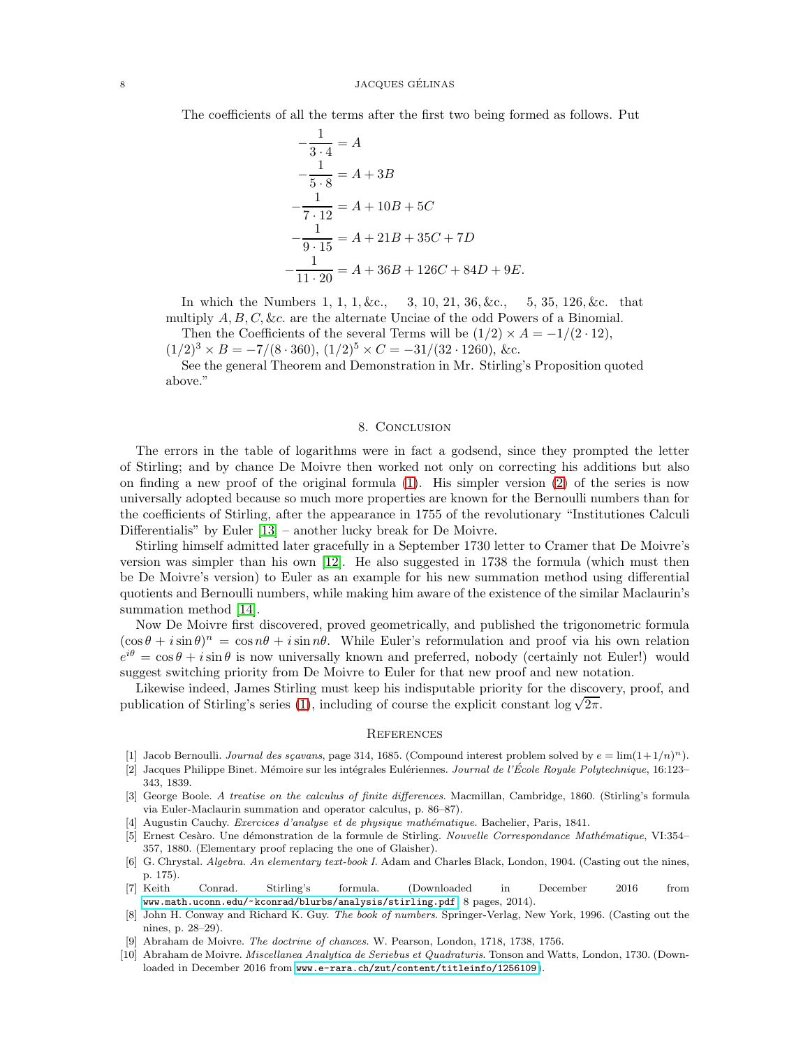The coefficients of all the terms after the first two being formed as follows. Put

$$
\begin{aligned}
-\frac{1}{3\cdot 4} &= A \\
-\frac{1}{5\cdot 8} &= A + 3B \\
-\frac{1}{7\cdot 12} &= A + 10B + 5C \\
-\frac{1}{9\cdot 15} &= A + 21B + 35C + 7D \\
-\frac{1}{11\cdot 20} &= A + 36B + 126C + 84D + 9E.
\end{aligned}
$$

In which the Numbers 1, 1, 1, &c., 3, 10, 21, 36, &c., 5, 35, 126, &c. that multiply $A, B, C,$ &c. are the alternate Unciae of the odd Powers of a Binomial.

Then the Coefficients of the several Terms will be $(1/2)\times A = -1/(2\cdot 12)$, $(1/2)^3 \times B = -7/(8\cdot 360)$, $(1/2)^5 \times C = -31/(32\cdot 1260)$, &c.

See the general Theorem and Demonstration in Mr. Stirling's Proposition quoted above."

## 8. Conclusion

The errors in the table of logarithms were in fact a godsend, since they prompted the letter of Stirling; and by chance De Moivre then worked not only on correcting his additions but also on finding a new proof of the original formula (1). His simpler version (2) of the series is now universally adopted because so much more properties are known for the Bernoulli numbers than for the coefficients of Stirling, after the appearance in 1755 of the revolutionary "Institutiones Calculi Differentialis" by Euler [13] – another lucky break for De Moivre.

Stirling himself admitted later gracefully in a September 1730 letter to Cramer that De Moivre's version was simpler than his own [12]. He also suggested in 1738 the formula (which must then be De Moivre's version) to Euler as an example for his new summation method using differential quotients and Bernoulli numbers, while making him aware of the existence of the similar Maclaurin's summation method [14].

Now De Moivre first discovered, proved geometrically, and published the trigonometric formula $(\cos\theta + i\sin\theta)^n = \cos n\theta + i\sin n\theta$. While Euler's reformulation and proof via his own relation $e^{i\theta} = \cos\theta + i\sin\theta$ is now universally known and preferred, nobody (certainly not Euler!) would suggest switching priority from De Moivre to Euler for that new proof and new notation.

Likewise indeed, James Stirling must keep his indisputable priority for the discovery, proof, and publication of Stirling's series (1), including of course the explicit constant $\log\sqrt{2\pi}$.

## References

[1] Jacob Bernoulli. *Journal des sçavans*, page 314, 1685. (Compound interest problem solved by $e = \lim(1+1/n)^n$).

[2] Jacques Philippe Binet. Mémoire sur les intégrales Eulériennes. *Journal de l'École Royale Polytechnique*, 16:123–343, 1839.

[3] George Boole. *A treatise on the calculus of finite differences*. Macmillan, Cambridge, 1860. (Stirling's formula via Euler-Maclaurin summation and operator calculus, p. 86–87).

[4] Augustin Cauchy. *Exercices d'analyse et de physique mathématique*. Bachelier, Paris, 1841.

[5] Ernest Cesàro. Une démonstration de la formule de Stirling. *Nouvelle Correspondance Mathématique*, VI:354–357, 1880. (Elementary proof replacing the one of Glaisher).

[6] G. Chrystal. *Algebra. An elementary text-book I*. Adam and Charles Black, London, 1904. (Casting out the nines, p. 175).

[7] Keith Conrad. Stirling's formula. (Downloaded in December 2016 from www.math.uconn.edu/~kconrad/blurbs/analysis/stirling.pdf, 8 pages, 2014).

[8] John H. Conway and Richard K. Guy. *The book of numbers*. Springer-Verlag, New York, 1996. (Casting out the nines, p. 28–29).

[9] Abraham de Moivre. *The doctrine of chances*. W. Pearson, London, 1718, 1738, 1756.

[10] Abraham de Moivre. *Miscellanea Analytica de Seriebus et Quadraturis*. Tonson and Watts, London, 1730. (Downloaded in December 2016 from www.e-rara.ch/zut/content/titleinfo/1256109).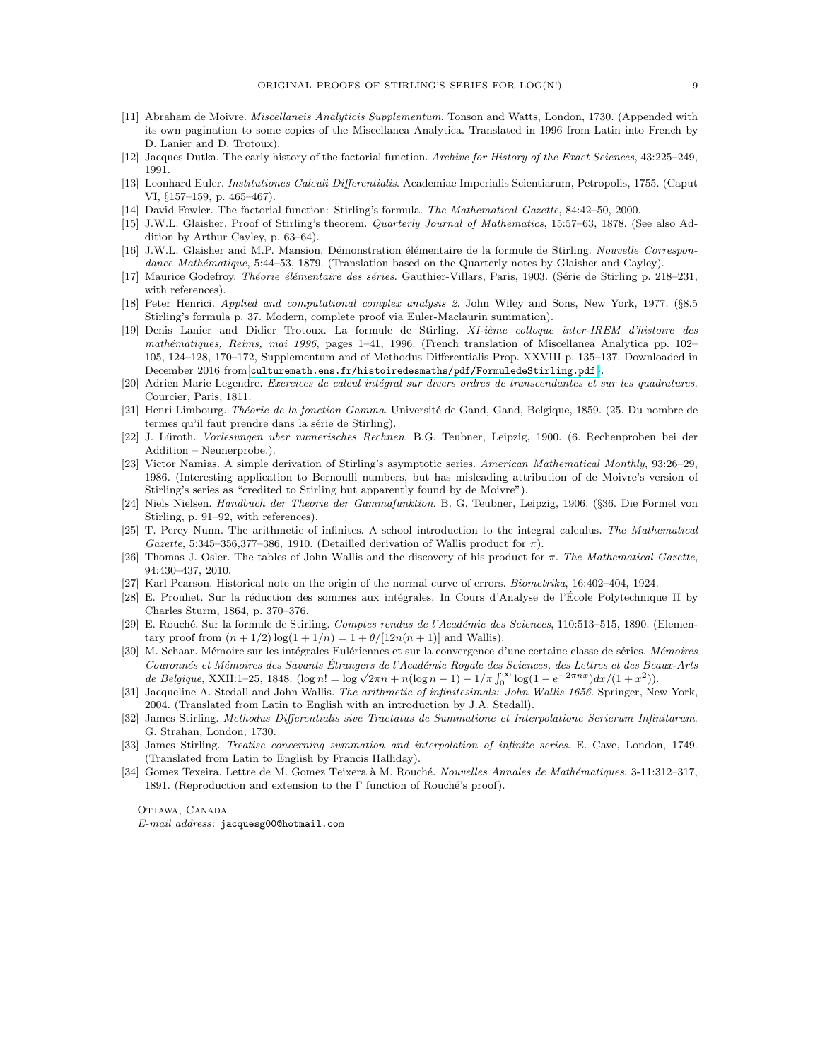[11] Abraham de Moivre. *Miscellaneis Analyticis Supplementum*. Tonson and Watts, London, 1730. (Appended with its own pagination to some copies of the Miscellanea Analytica. Translated in 1996 from Latin into French by D. Lanier and D. Trotoux).

[12] Jacques Dutka. The early history of the factorial function. *Archive for History of the Exact Sciences*, 43:225–249, 1991.

[13] Leonhard Euler. *Institutiones Calculi Differentialis*. Academiae Imperialis Scientiarum, Petropolis, 1755. (Caput VI, §157–159, p. 465–467).

[14] David Fowler. The factorial function: Stirling's formula. *The Mathematical Gazette*, 84:42–50, 2000.

[15] J.W.L. Glaisher. Proof of Stirling's theorem. *Quarterly Journal of Mathematics*, 15:57–63, 1878. (See also Addition by Arthur Cayley, p. 63–64).

[16] J.W.L. Glaisher and M.P. Mansion. Démonstration élémentaire de la formule de Stirling. *Nouvelle Correspondance Mathématique*, 5:44–53, 1879. (Translation based on the Quarterly notes by Glaisher and Cayley).

[17] Maurice Godefroy. *Théorie élémentaire des séries*. Gauthier-Villars, Paris, 1903. (Série de Stirling p. 218–231, with references).

[18] Peter Henrici. *Applied and computational complex analysis 2*. John Wiley and Sons, New York, 1977. (§8.5 Stirling's formula p. 37. Modern, complete proof via Euler-Maclaurin summation).

[19] Denis Lanier and Didier Trotoux. La formule de Stirling. *XI-ième colloque inter-IREM d'histoire des mathématiques, Reims, mai 1996*, pages 1–41, 1996. (French translation of Miscellanea Analytica pp. 102–105, 124–128, 170–172, Supplementum and of Methodus Differentialis Prop. XXVIII p. 135–137. Downloaded in December 2016 from culturemath.ens.fr/histoiredesmaths/pdf/FormuledeStirling.pdf).

[20] Adrien Marie Legendre. *Exercices de calcul intégral sur divers ordres de transcendantes et sur les quadratures*. Courcier, Paris, 1811.

[21] Henri Limbourg. *Théorie de la fonction Gamma*. Université de Gand, Gand, Belgique, 1859. (25. Du nombre de termes qu'il faut prendre dans la série de Stirling).

[22] J. Lüroth. *Vorlesungen uber numerisches Rechnen*. B.G. Teubner, Leipzig, 1900. (6. Rechenproben bei der Addition – Neunerprobe.).

[23] Victor Namias. A simple derivation of Stirling's asymptotic series. *American Mathematical Monthly*, 93:26–29, 1986. (Interesting application to Bernoulli numbers, but has misleading attribution of de Moivre's version of Stirling's series as "credited to Stirling but apparently found by de Moivre").

[24] Niels Nielsen. *Handbuch der Theorie der Gammafunktion*. B. G. Teubner, Leipzig, 1906. (§36. Die Formel von Stirling, p. 91–92, with references).

[25] T. Percy Nunn. The arithmetic of infinites. A school introduction to the integral calculus. *The Mathematical Gazette*, 5:345–356,377–386, 1910. (Detailled derivation of Wallis product for $\pi$).

[26] Thomas J. Osler. The tables of John Wallis and the discovery of his product for $\pi$. *The Mathematical Gazette*, 94:430–437, 2010.

[27] Karl Pearson. Historical note on the origin of the normal curve of errors. *Biometrika*, 16:402–404, 1924.

[28] E. Prouhet. Sur la réduction des sommes aux intégrales. In Cours d'Analyse de l'École Polytechnique II by Charles Sturm, 1864, p. 370–376.

[29] E. Rouché. Sur la formule de Stirling. *Comptes rendus de l'Académie des Sciences*, 110:513–515, 1890. (Elementary proof from $(n+1/2)\log(1+1/n) = 1+\theta/[12n(n+1)]$ and Wallis).

[30] M. Schaar. Mémoire sur les intégrales Eulériennes et sur la convergence d'une certaine classe de séries. *Mémoires Couronnés et Mémoires des Savants Étrangers de l'Académie Royale des Sciences, des Lettres et des Beaux-Arts de Belgique*, XXII:1–25, 1848. ($\log n! = \log\sqrt{2\pi n} + n(\log n - 1) - 1/\pi\int_0^\infty \log(1-e^{-2\pi n x})dx/(1+x^2)$).

[31] Jacqueline A. Stedall and John Wallis. *The arithmetic of infinitesimals: John Wallis 1656*. Springer, New York, 2004. (Translated from Latin to English with an introduction by J.A. Stedall).

[32] James Stirling. *Methodus Differentialis sive Tractatus de Summatione et Interpolatione Serierum Infinitarum*. G. Strahan, London, 1730.

[33] James Stirling. *Treatise concerning summation and interpolation of infinite series*. E. Cave, London, 1749. (Translated from Latin to English by Francis Halliday).

[34] Gomez Texeira. Lettre de M. Gomez Teixera à M. Rouché. *Nouvelles Annales de Mathématiques*, 3-11:312–317, 1891. (Reproduction and extension to the $\Gamma$ function of Rouché's proof).

Ottawa, Canada

*E-mail address*: jacquesg00@hotmail.com